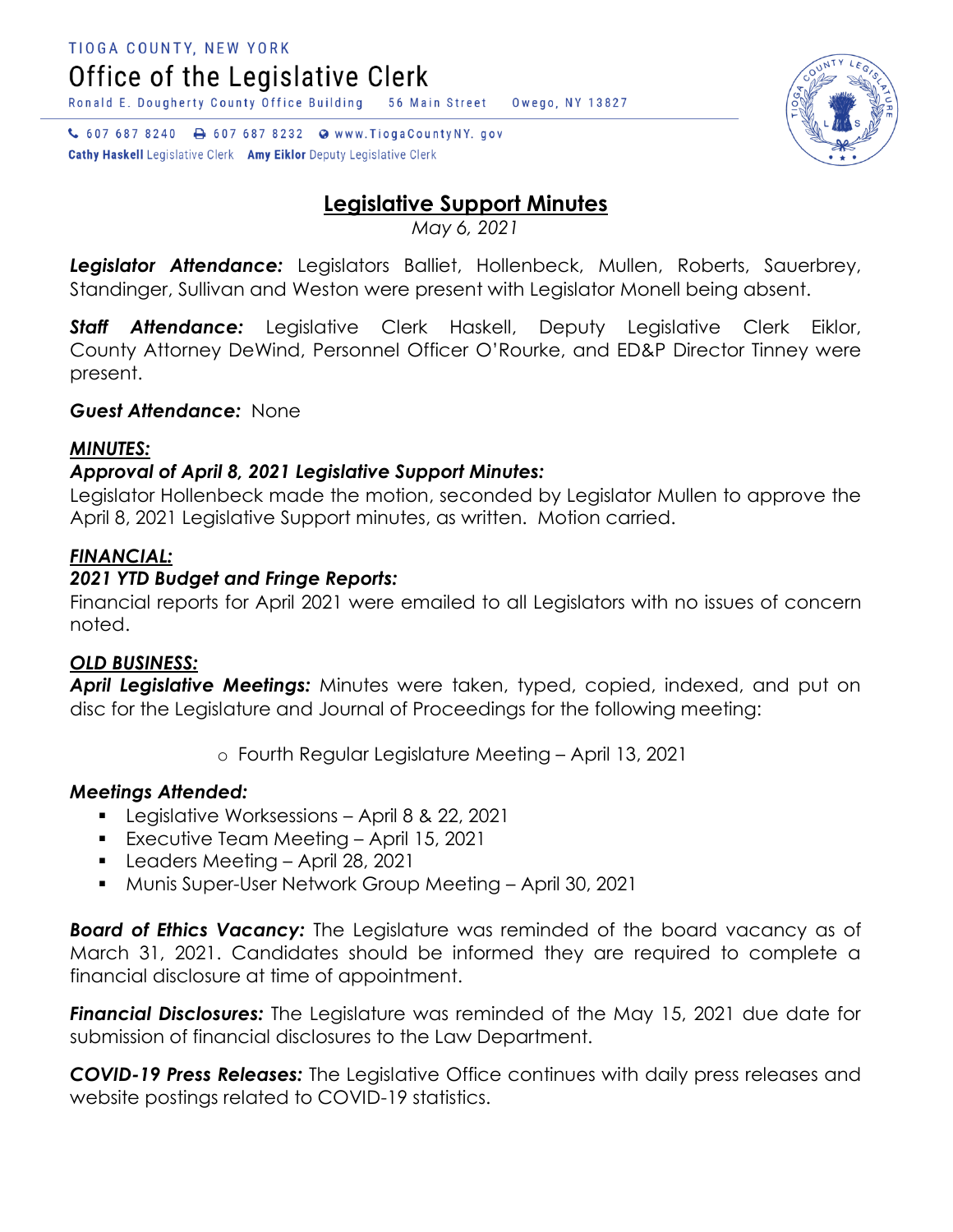TIOGA COUNTY, NEW YORK

Office of the Legislative Clerk

Ronald E. Dougherty County Office Building 56 Main Street Owego, NY 13827

607 687 8240 607 687 8232 www.TiogaCountyNY.gov

**Cathy Haskell** Legislative Clerk **Amy Eiklor** Deputy Legislative Clerk

# Legislative Support Minutes

*May 6, 2021*

***Legislator Attendance:*** Legislators Balliet, Hollenbeck, Mullen, Roberts, Sauerbrey, Standinger, Sullivan and Weston were present with Legislator Monell being absent.

***Staff Attendance:*** Legislative Clerk Haskell, Deputy Legislative Clerk Eiklor, County Attorney DeWind, Personnel Officer O'Rourke, and ED&P Director Tinney were present.

***Guest Attendance:*** None

***MINUTES:***

***Approval of April 8, 2021 Legislative Support Minutes:***

Legislator Hollenbeck made the motion, seconded by Legislator Mullen to approve the April 8, 2021 Legislative Support minutes, as written. Motion carried.

***FINANCIAL:***

***2021 YTD Budget and Fringe Reports:***

Financial reports for April 2021 were emailed to all Legislators with no issues of concern noted.

***OLD BUSINESS:***

***April Legislative Meetings:*** Minutes were taken, typed, copied, indexed, and put on disc for the Legislature and Journal of Proceedings for the following meeting:

- Fourth Regular Legislature Meeting – April 13, 2021

***Meetings Attended:***

- Legislative Worksessions – April 8 & 22, 2021
- Executive Team Meeting – April 15, 2021
- Leaders Meeting – April 28, 2021
- Munis Super-User Network Group Meeting – April 30, 2021

***Board of Ethics Vacancy:*** The Legislature was reminded of the board vacancy as of March 31, 2021. Candidates should be informed they are required to complete a financial disclosure at time of appointment.

***Financial Disclosures:*** The Legislature was reminded of the May 15, 2021 due date for submission of financial disclosures to the Law Department.

***COVID-19 Press Releases:*** The Legislative Office continues with daily press releases and website postings related to COVID-19 statistics.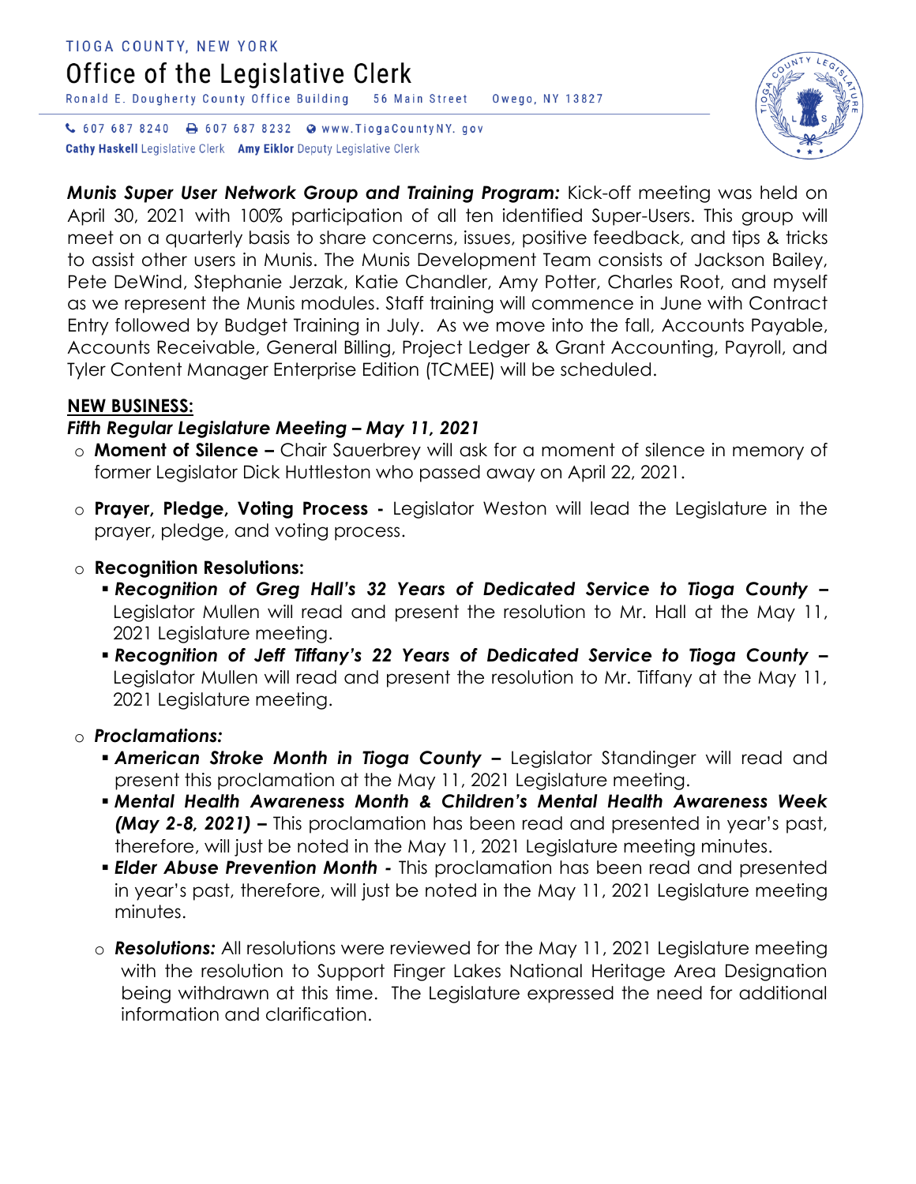***Munis Super User Network Group and Training Program:*** Kick-off meeting was held on April 30, 2021 with 100% participation of all ten identified Super-Users. This group will meet on a quarterly basis to share concerns, issues, positive feedback, and tips & tricks to assist other users in Munis. The Munis Development Team consists of Jackson Bailey, Pete DeWind, Stephanie Jerzak, Katie Chandler, Amy Potter, Charles Root, and myself as we represent the Munis modules. Staff training will commence in June with Contract Entry followed by Budget Training in July. As we move into the fall, Accounts Payable, Accounts Receivable, General Billing, Project Ledger & Grant Accounting, Payroll, and Tyler Content Manager Enterprise Edition (TCMEE) will be scheduled.

**NEW BUSINESS:**

***Fifth Regular Legislature Meeting – May 11, 2021***

- **Moment of Silence –** Chair Sauerbrey will ask for a moment of silence in memory of former Legislator Dick Huttleston who passed away on April 22, 2021.
- **Prayer, Pledge, Voting Process -** Legislator Weston will lead the Legislature in the prayer, pledge, and voting process.
- **Recognition Resolutions:**
  - ***Recognition of Greg Hall's 32 Years of Dedicated Service to Tioga County –*** Legislator Mullen will read and present the resolution to Mr. Hall at the May 11, 2021 Legislature meeting.
  - ***Recognition of Jeff Tiffany's 22 Years of Dedicated Service to Tioga County –*** Legislator Mullen will read and present the resolution to Mr. Tiffany at the May 11, 2021 Legislature meeting.
- ***Proclamations:***
  - ***American Stroke Month in Tioga County –*** Legislator Standinger will read and present this proclamation at the May 11, 2021 Legislature meeting.
  - ***Mental Health Awareness Month & Children's Mental Health Awareness Week (May 2-8, 2021) –*** This proclamation has been read and presented in year's past, therefore, will just be noted in the May 11, 2021 Legislature meeting minutes.
  - ***Elder Abuse Prevention Month -*** This proclamation has been read and presented in year's past, therefore, will just be noted in the May 11, 2021 Legislature meeting minutes.
- ***Resolutions:*** All resolutions were reviewed for the May 11, 2021 Legislature meeting with the resolution to Support Finger Lakes National Heritage Area Designation being withdrawn at this time. The Legislature expressed the need for additional information and clarification.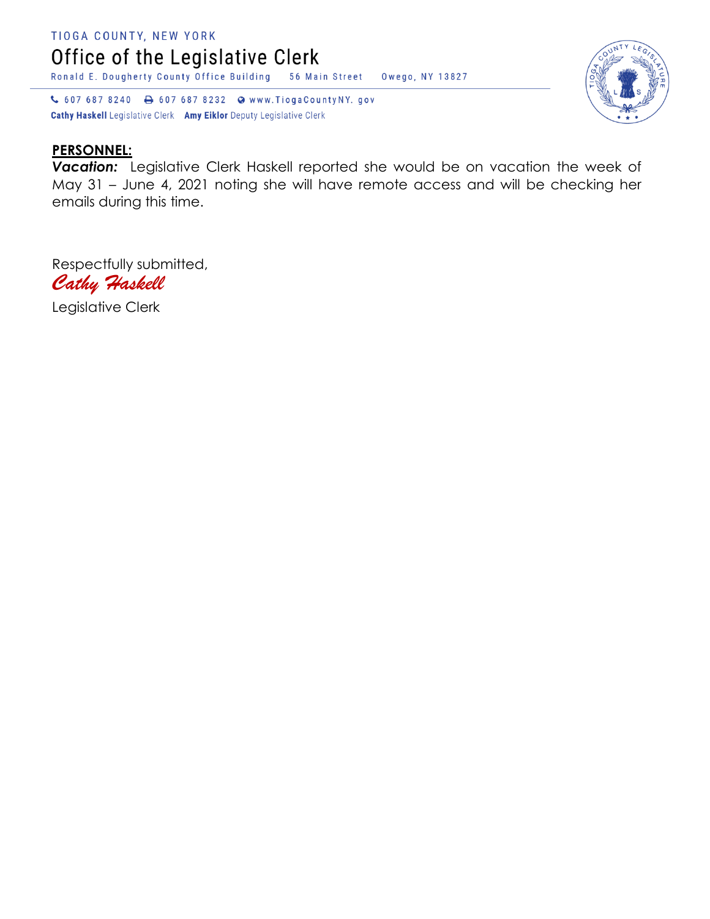TIOGA COUNTY, NEW YORK

# Office of the Legislative Clerk

Ronald E. Dougherty County Office Building 56 Main Street Owego, NY 13827

607 687 8240 607 687 8232 www.TiogaCountyNY.gov

**Cathy Haskell** Legislative Clerk **Amy Eiklor** Deputy Legislative Clerk

**PERSONNEL:**

***Vacation:*** Legislative Clerk Haskell reported she would be on vacation the week of May 31 – June 4, 2021 noting she will have remote access and will be checking her emails during this time.

Respectfully submitted,

*Cathy Haskell*

Legislative Clerk